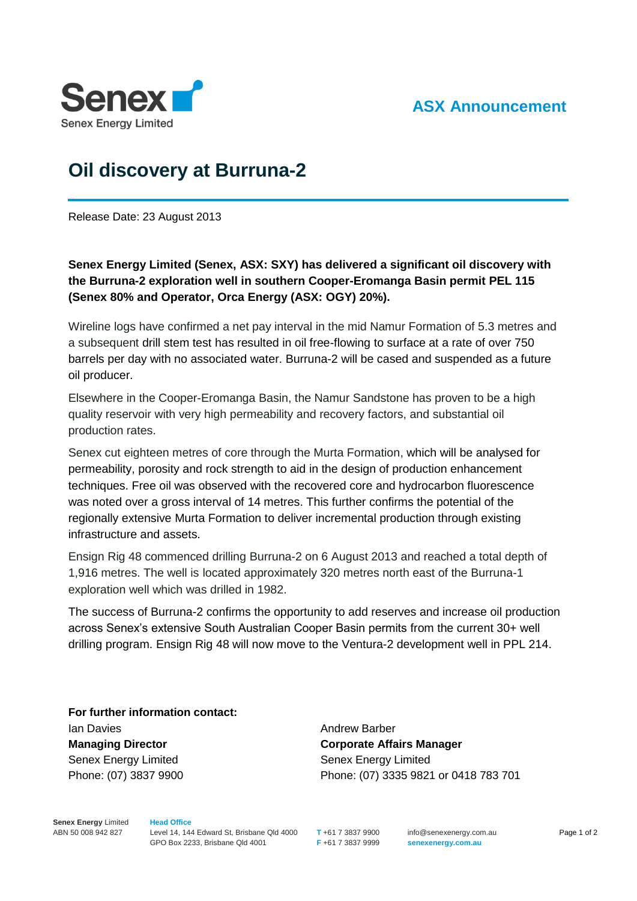Senex Energy Limited

ASX Announcement

# Oil discovery at Burruna-2

Release Date: 23 August 2013

**Senex Energy Limited (Senex, ASX: SXY) has delivered a significant oil discovery with the Burruna-2 exploration well in southern Cooper-Eromanga Basin permit PEL 115 (Senex 80% and Operator, Orca Energy (ASX: OGY) 20%).**

Wireline logs have confirmed a net pay interval in the mid Namur Formation of 5.3 metres and a subsequent drill stem test has resulted in oil free-flowing to surface at a rate of over 750 barrels per day with no associated water. Burruna-2 will be cased and suspended as a future oil producer.

Elsewhere in the Cooper-Eromanga Basin, the Namur Sandstone has proven to be a high quality reservoir with very high permeability and recovery factors, and substantial oil production rates.

Senex cut eighteen metres of core through the Murta Formation, which will be analysed for permeability, porosity and rock strength to aid in the design of production enhancement techniques. Free oil was observed with the recovered core and hydrocarbon fluorescence was noted over a gross interval of 14 metres. This further confirms the potential of the regionally extensive Murta Formation to deliver incremental production through existing infrastructure and assets.

Ensign Rig 48 commenced drilling Burruna-2 on 6 August 2013 and reached a total depth of 1,916 metres. The well is located approximately 320 metres north east of the Burruna-1 exploration well which was drilled in 1982.

The success of Burruna-2 confirms the opportunity to add reserves and increase oil production across Senex's extensive South Australian Cooper Basin permits from the current 30+ well drilling program. Ensign Rig 48 will now move to the Ventura-2 development well in PPL 214.

**For further information contact:**

Ian Davies
**Managing Director**
Senex Energy Limited
Phone: (07) 3837 9900

Andrew Barber
**Corporate Affairs Manager**
Senex Energy Limited
Phone: (07) 3335 9821 or 0418 783 701

**Senex Energy** Limited
ABN 50 008 942 827

**Head Office**
Level 14, 144 Edward St, Brisbane Qld 4000
GPO Box 2233, Brisbane Qld 4001

**T** +61 7 3837 9900
**F** +61 7 3837 9999

info@senexenergy.com.au
**senexenergy.com.au**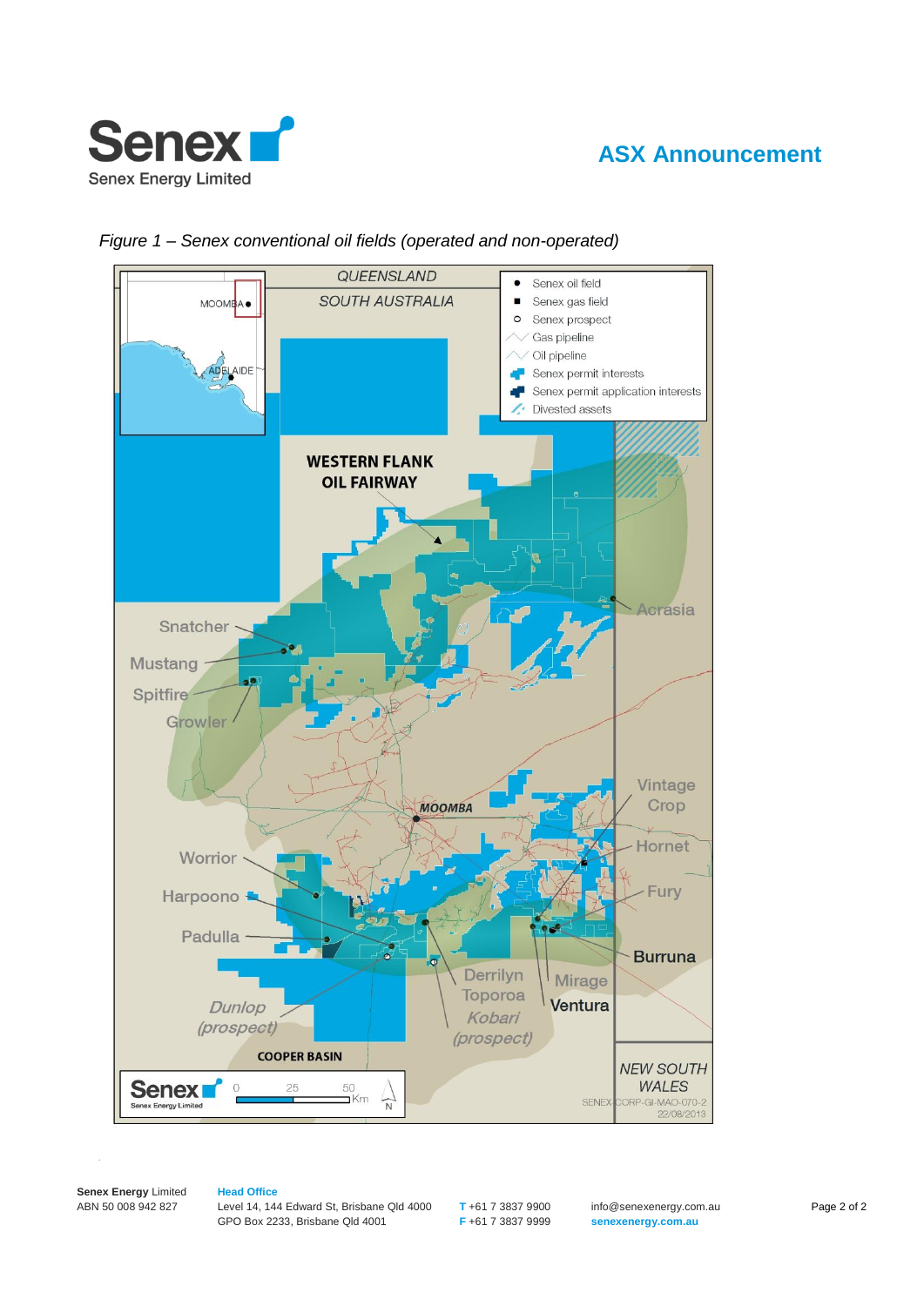*Figure 1 – Senex conventional oil fields (operated and non-operated)*

QUEENSLAND

SOUTH AUSTRALIA

MOOMBA

ADELAIDE

Senex oil field

Senex gas field

Senex prospect

Gas pipeline

Oil pipeline

Senex permit interests

Senex permit application interests

Divested assets

WESTERN FLANK OIL FAIRWAY

Acrasia

Snatcher

Mustang

Spitfire

Growler

MOOMBA

Vintage Crop

Hornet

Worrior

Fury

Harpoono

Padulla

Burruna

Derrilyn

Toporoa

Mirage

Ventura

Kobari (prospect)

Dunlop (prospect)

COOPER BASIN

NEW SOUTH WALES

0 25 50 Km

SENEX CORP-GI-MAO-070-2 22/08/2013

**Senex Energy** Limited
ABN 50 008 942 827

**Head Office**
Level 14, 144 Edward St, Brisbane Qld 4000
GPO Box 2233, Brisbane Qld 4001

T +61 7 3837 9900
F +61 7 3837 9999

info@senexenergy.com.au
senexenergy.com.au